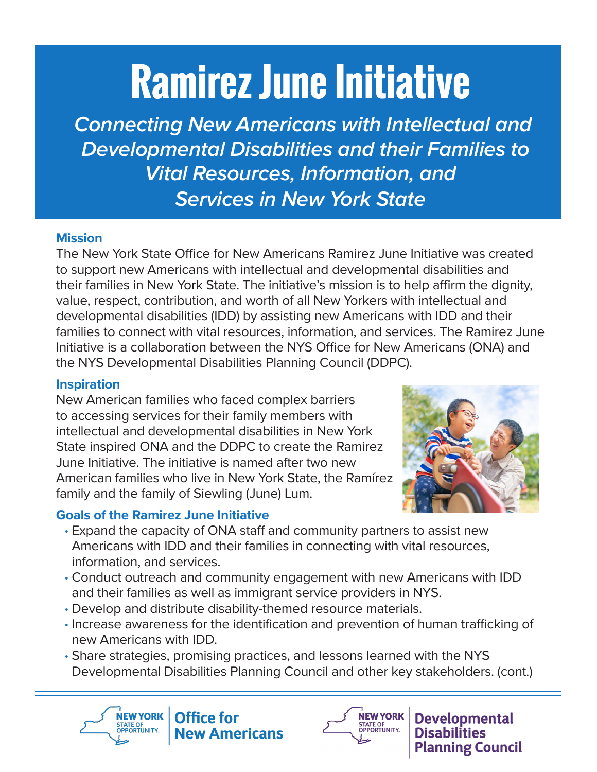# Ramirez June Initiative

***Connecting New Americans with Intellectual and Developmental Disabilities and their Families to Vital Resources, Information, and Services in New York State***

## Mission

The New York State Office for New Americans Ramirez June Initiative was created to support new Americans with intellectual and developmental disabilities and their families in New York State. The initiative's mission is to help affirm the dignity, value, respect, contribution, and worth of all New Yorkers with intellectual and developmental disabilities (IDD) by assisting new Americans with IDD and their families to connect with vital resources, information, and services. The Ramirez June Initiative is a collaboration between the NYS Office for New Americans (ONA) and the NYS Developmental Disabilities Planning Council (DDPC).

## Inspiration

New American families who faced complex barriers to accessing services for their family members with intellectual and developmental disabilities in New York State inspired ONA and the DDPC to create the Ramirez June Initiative. The initiative is named after two new American families who live in New York State, the Ramírez family and the family of Siewling (June) Lum.

## Goals of the Ramirez June Initiative

- Expand the capacity of ONA staff and community partners to assist new Americans with IDD and their families in connecting with vital resources, information, and services.
- Conduct outreach and community engagement with new Americans with IDD and their families as well as immigrant service providers in NYS.
- Develop and distribute disability-themed resource materials.
- Increase awareness for the identification and prevention of human trafficking of new Americans with IDD.
- Share strategies, promising practices, and lessons learned with the NYS Developmental Disabilities Planning Council and other key stakeholders. (cont.)

NEW YORK STATE OF OPPORTUNITY. Office for New Americans

NEW YORK STATE OF OPPORTUNITY. Developmental Disabilities Planning Council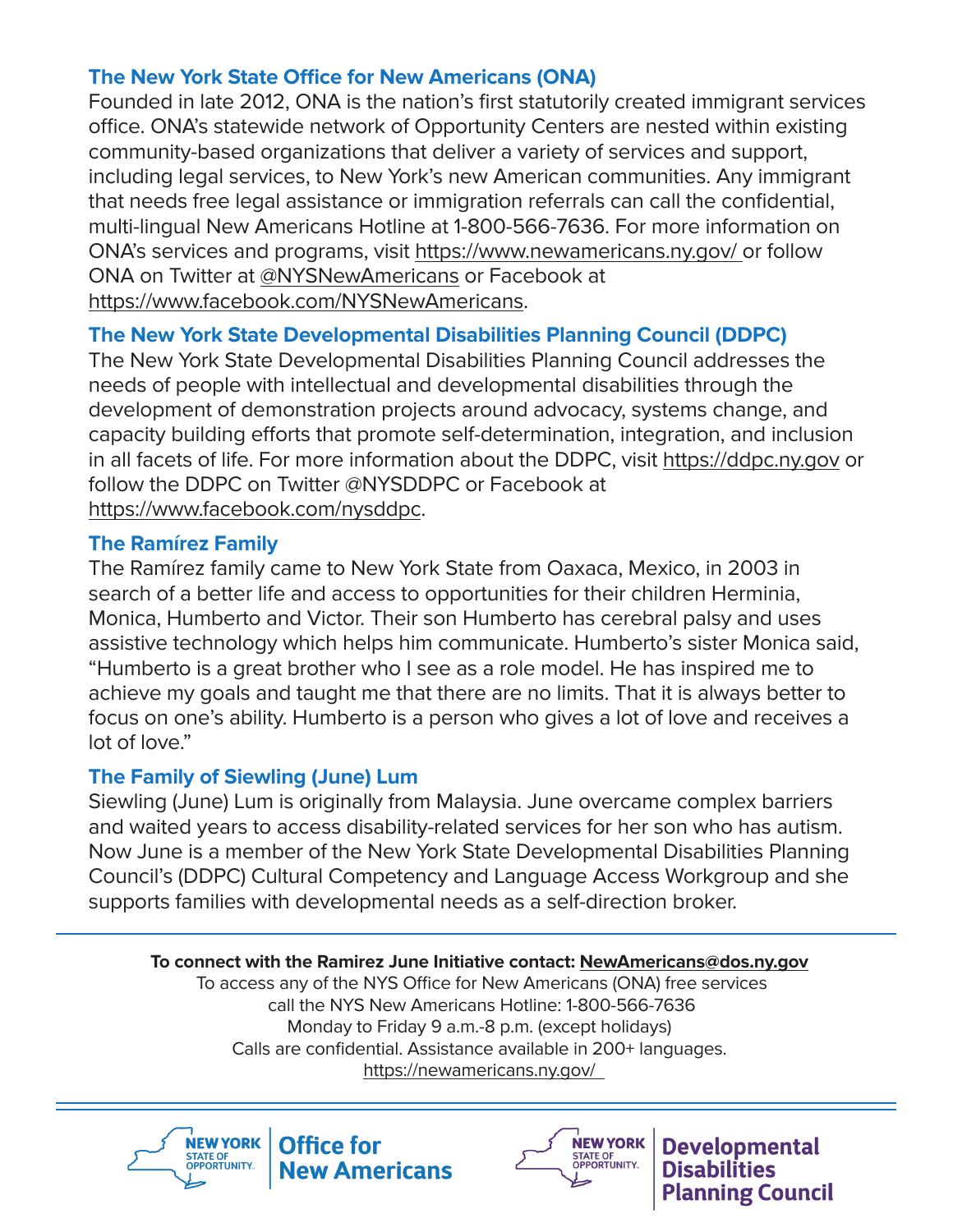## The New York State Office for New Americans (ONA)

Founded in late 2012, ONA is the nation's first statutorily created immigrant services office. ONA's statewide network of Opportunity Centers are nested within existing community-based organizations that deliver a variety of services and support, including legal services, to New York's new American communities. Any immigrant that needs free legal assistance or immigration referrals can call the confidential, multi-lingual New Americans Hotline at 1-800-566-7636. For more information on ONA's services and programs, visit https://www.newamericans.ny.gov/ or follow ONA on Twitter at @NYSNewAmericans or Facebook at https://www.facebook.com/NYSNewAmericans.

## The New York State Developmental Disabilities Planning Council (DDPC)

The New York State Developmental Disabilities Planning Council addresses the needs of people with intellectual and developmental disabilities through the development of demonstration projects around advocacy, systems change, and capacity building efforts that promote self-determination, integration, and inclusion in all facets of life. For more information about the DDPC, visit https://ddpc.ny.gov or follow the DDPC on Twitter @NYSDDPC or Facebook at https://www.facebook.com/nysddpc.

## The Ramírez Family

The Ramírez family came to New York State from Oaxaca, Mexico, in 2003 in search of a better life and access to opportunities for their children Herminia, Monica, Humberto and Victor. Their son Humberto has cerebral palsy and uses assistive technology which helps him communicate. Humberto's sister Monica said, "Humberto is a great brother who I see as a role model. He has inspired me to achieve my goals and taught me that there are no limits. That it is always better to focus on one's ability. Humberto is a person who gives a lot of love and receives a lot of love."

## The Family of Siewling (June) Lum

Siewling (June) Lum is originally from Malaysia. June overcame complex barriers and waited years to access disability-related services for her son who has autism. Now June is a member of the New York State Developmental Disabilities Planning Council's (DDPC) Cultural Competency and Language Access Workgroup and she supports families with developmental needs as a self-direction broker.

---

**To connect with the Ramirez June Initiative contact: NewAmericans@dos.ny.gov**

To access any of the NYS Office for New Americans (ONA) free services call the NYS New Americans Hotline: 1-800-566-7636
Monday to Friday 9 a.m.-8 p.m. (except holidays)
Calls are confidential. Assistance available in 200+ languages.
https://newamericans.ny.gov/

---

NEW YORK STATE OF OPPORTUNITY. | Office for New Americans

NEW YORK STATE OF OPPORTUNITY. | Developmental Disabilities Planning Council